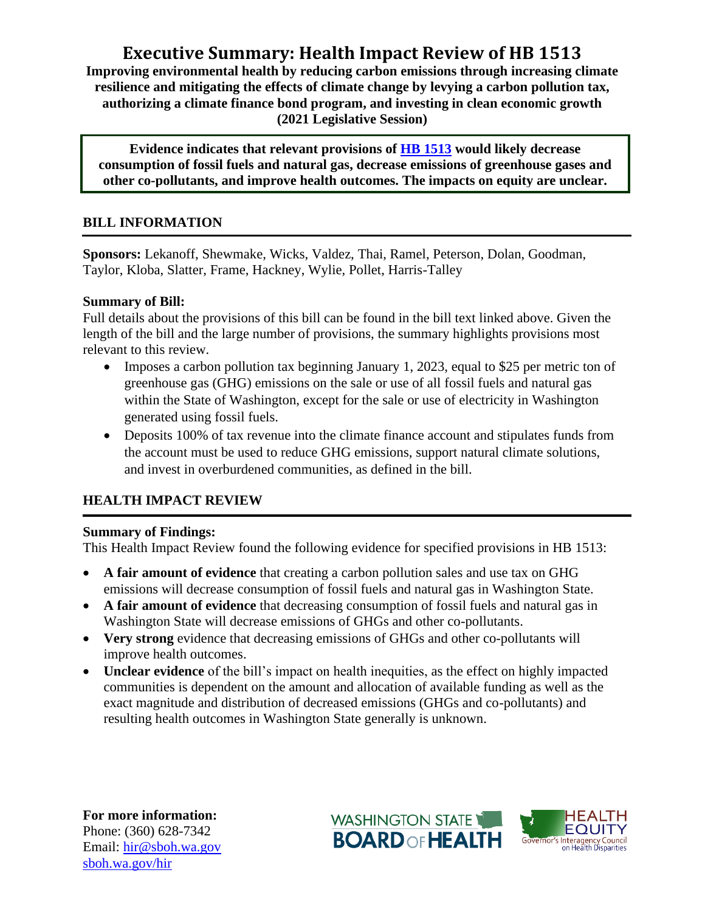# Executive Summary: Health Impact Review of HB 1513

**Improving environmental health by reducing carbon emissions through increasing climate resilience and mitigating the effects of climate change by levying a carbon pollution tax, authorizing a climate finance bond program, and investing in clean economic growth (2021 Legislative Session)**

**Evidence indicates that relevant provisions of HB 1513 would likely decrease consumption of fossil fuels and natural gas, decrease emissions of greenhouse gases and other co-pollutants, and improve health outcomes. The impacts on equity are unclear.**

## BILL INFORMATION

**Sponsors:** Lekanoff, Shewmake, Wicks, Valdez, Thai, Ramel, Peterson, Dolan, Goodman, Taylor, Kloba, Slatter, Frame, Hackney, Wylie, Pollet, Harris-Talley

**Summary of Bill:**

Full details about the provisions of this bill can be found in the bill text linked above. Given the length of the bill and the large number of provisions, the summary highlights provisions most relevant to this review.

- Imposes a carbon pollution tax beginning January 1, 2023, equal to $25 per metric ton of greenhouse gas (GHG) emissions on the sale or use of all fossil fuels and natural gas within the State of Washington, except for the sale or use of electricity in Washington generated using fossil fuels.
- Deposits 100% of tax revenue into the climate finance account and stipulates funds from the account must be used to reduce GHG emissions, support natural climate solutions, and invest in overburdened communities, as defined in the bill.

## HEALTH IMPACT REVIEW

**Summary of Findings:**

This Health Impact Review found the following evidence for specified provisions in HB 1513:

- **A fair amount of evidence** that creating a carbon pollution sales and use tax on GHG emissions will decrease consumption of fossil fuels and natural gas in Washington State.
- **A fair amount of evidence** that decreasing consumption of fossil fuels and natural gas in Washington State will decrease emissions of GHGs and other co-pollutants.
- **Very strong** evidence that decreasing emissions of GHGs and other co-pollutants will improve health outcomes.
- **Unclear evidence** of the bill's impact on health inequities, as the effect on highly impacted communities is dependent on the amount and allocation of available funding as well as the exact magnitude and distribution of decreased emissions (GHGs and co-pollutants) and resulting health outcomes in Washington State generally is unknown.

**For more information:**
Phone: (360) 628-7342
Email: hir@sboh.wa.gov
sboh.wa.gov/hir

WASHINGTON STATE BOARD OF HEALTH

HEALTH EQUITY Governor's Interagency Council on Health Disparities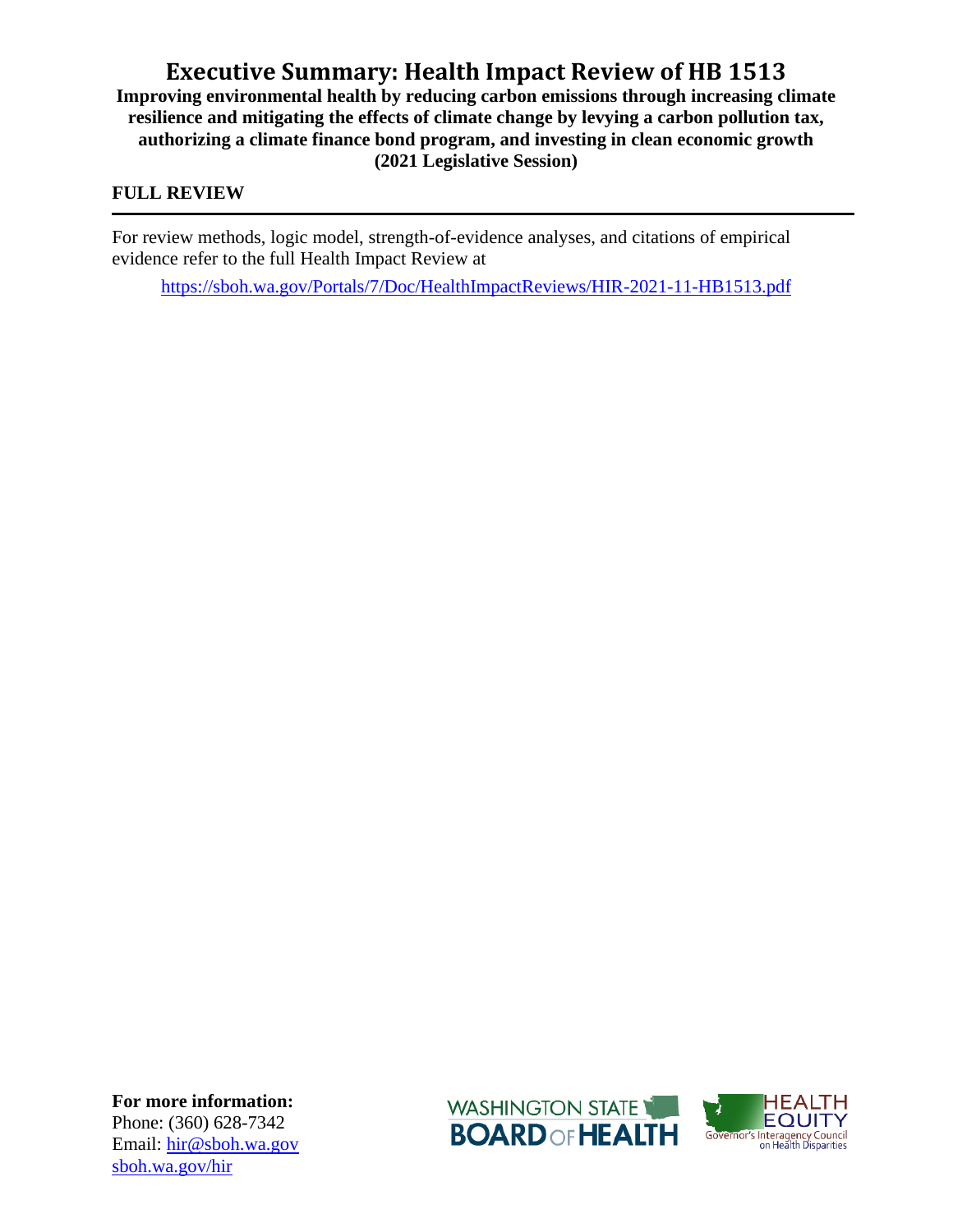# Executive Summary: Health Impact Review of HB 1513

**Improving environmental health by reducing carbon emissions through increasing climate resilience and mitigating the effects of climate change by levying a carbon pollution tax, authorizing a climate finance bond program, and investing in clean economic growth (2021 Legislative Session)**

**FULL REVIEW**

For review methods, logic model, strength-of-evidence analyses, and citations of empirical evidence refer to the full Health Impact Review at

https://sboh.wa.gov/Portals/7/Doc/HealthImpactReviews/HIR-2021-11-HB1513.pdf

**For more information:**
Phone: (360) 628-7342
Email: hir@sboh.wa.gov
sboh.wa.gov/hir

WASHINGTON STATE BOARD OF HEALTH

HEALTH EQUITY
Governor's Interagency Council on Health Disparities